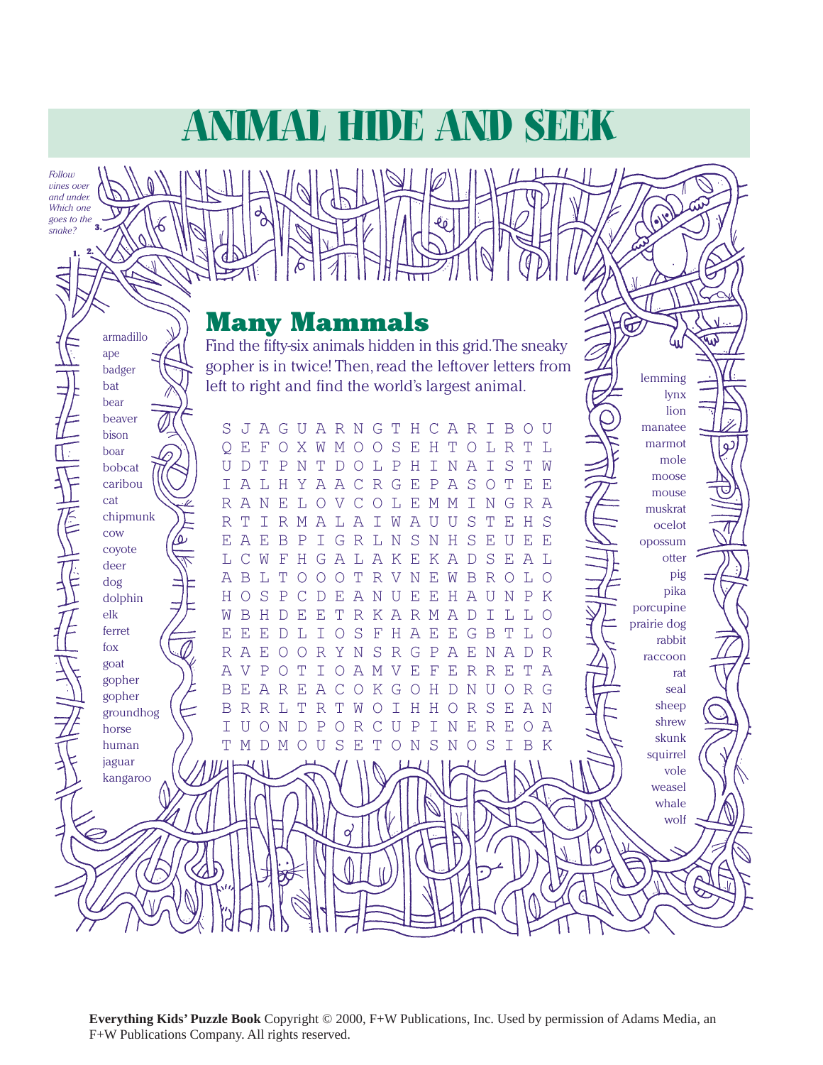# ANIMAL HIDE AND SEEK

*Follow vines over and under. Which one goes to the snake?*

1. 2. 3.

## Many Mammals

Find the fifty-six animals hidden in this grid. The sneaky gopher is in twice! Then, read the leftover letters from left to right and find the world's largest animal.

```
S J A G U A R N G T H C A R I B O U
Q E F O X W M O O S E H T O L R T L
U D T P N T D O L P H I N A I S T W
I A L H Y A A C R G E P A S O T E E
R A N E L O V C O L E M M I N G R A
R T I R M A L A I W A U U S T E H S
E A E B P I G R L N S N H S E U E E
L C W F H G A L A K E K A D S E A L
A B L T O O O T R V N E W B R O L O
H O S P C D E A N U E E H A U N P K
W B H D E E T R K A R M A D I L L O
E E E D L I O S F H A E E G B T L O
R A E O O R Y N S R G P A E N A D R
A V P O T I O A M V E F E R R E T A
B E A R E A C O K G O H D N U O R G
B R R L T R T W O I H H O R S E A N
I U O N D P O R C U P I N E R E O A
T M D M O U S E T O N S N O S I B K
```

armadillo
ape
badger
bat
bear
beaver
bison
boar
bobcat
caribou
cat
chipmunk
cow
coyote
deer
dog
dolphin
elk
ferret
fox
goat
gopher
gopher
groundhog
horse
human
jaguar
kangaroo

lemming
lynx
lion
manatee
marmot
mole
moose
mouse
muskrat
ocelot
opossum
otter
pig
pika
porcupine
prairie dog
rabbit
raccoon
rat
seal
sheep
shrew
skunk
squirrel
vole
weasel
whale
wolf

**Everything Kids' Puzzle Book** Copyright © 2000, F+W Publications, Inc. Used by permission of Adams Media, an F+W Publications Company. All rights reserved.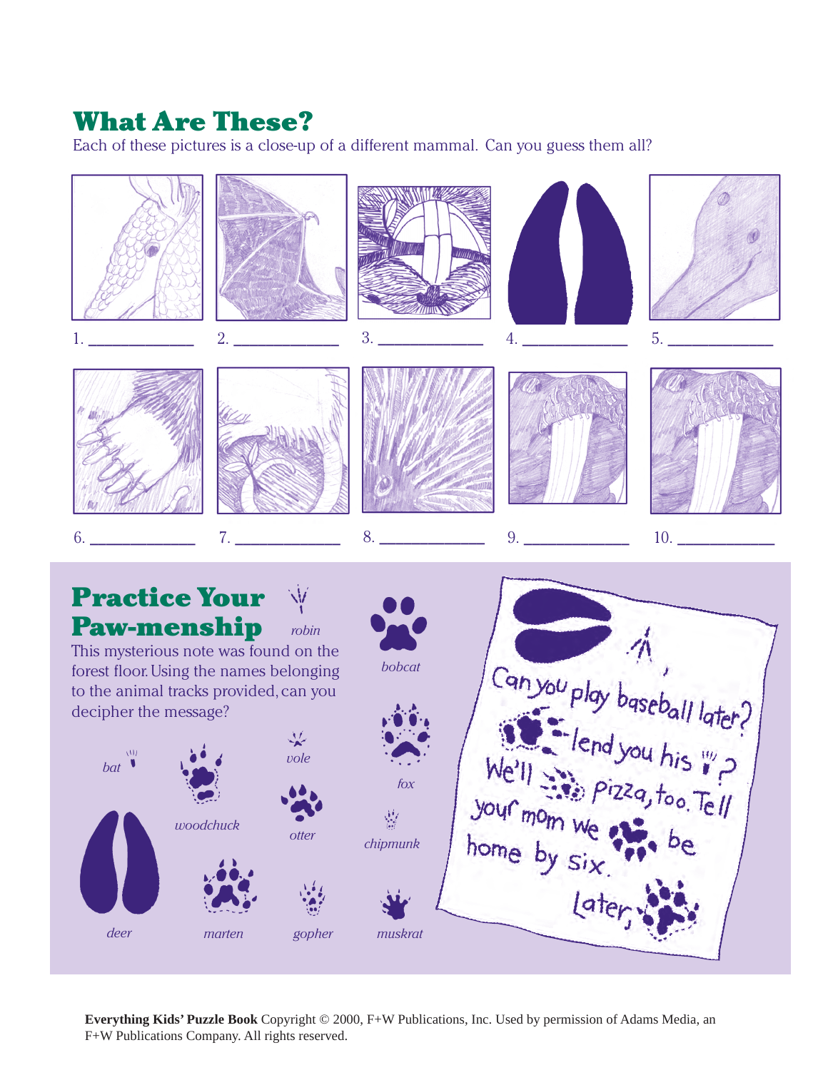## What Are These?

Each of these pictures is a close-up of a different mammal. Can you guess them all?

1. ____________ 2. ____________ 3. ____________ 4. ____________ 5. ____________

6. ____________ 7. ____________ 8. ____________ 9. ____________ 10. ____________

## Practice Your Paw-menship

This mysterious note was found on the forest floor. Using the names belonging to the animal tracks provided, can you decipher the message?

*robin*

*bobcat*

*bat*

*vole*

*fox*

*woodchuck*

*otter*

*chipmunk*

*deer*

*marten*

*gopher*

*muskrat*

Can you play baseball later? lend you his ? We'll pizza, too. Tell your mom we be home by six.

Later,

**Everything Kids' Puzzle Book** Copyright © 2000, F+W Publications, Inc. Used by permission of Adams Media, an F+W Publications Company. All rights reserved.